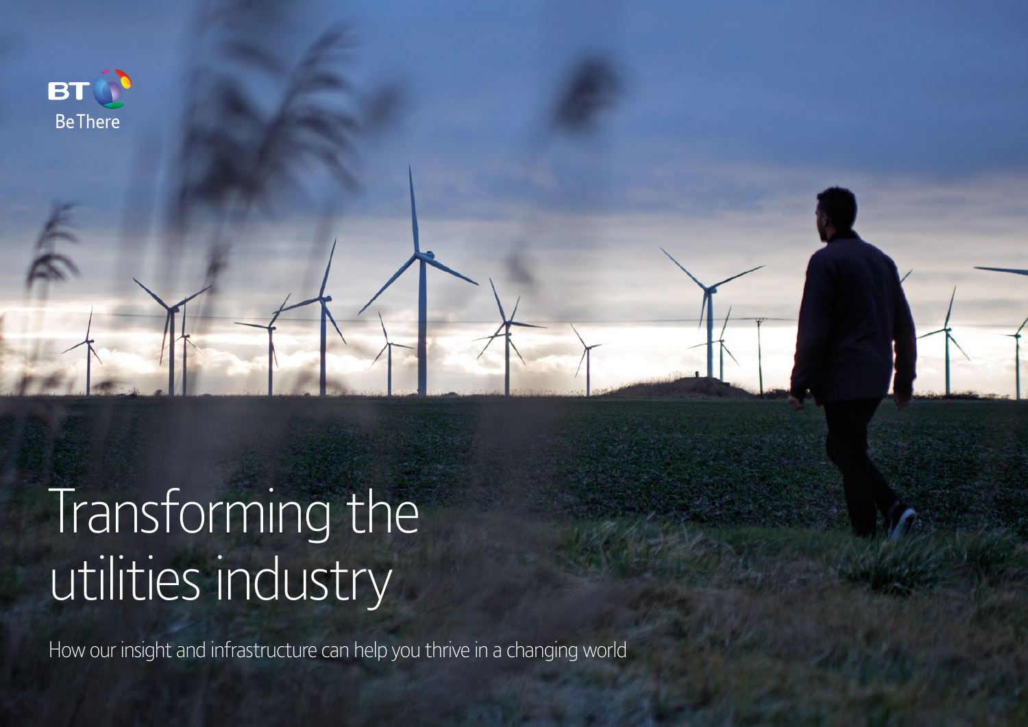BT Be There

# Transforming the utilities industry

How our insight and infrastructure can help you thrive in a changing world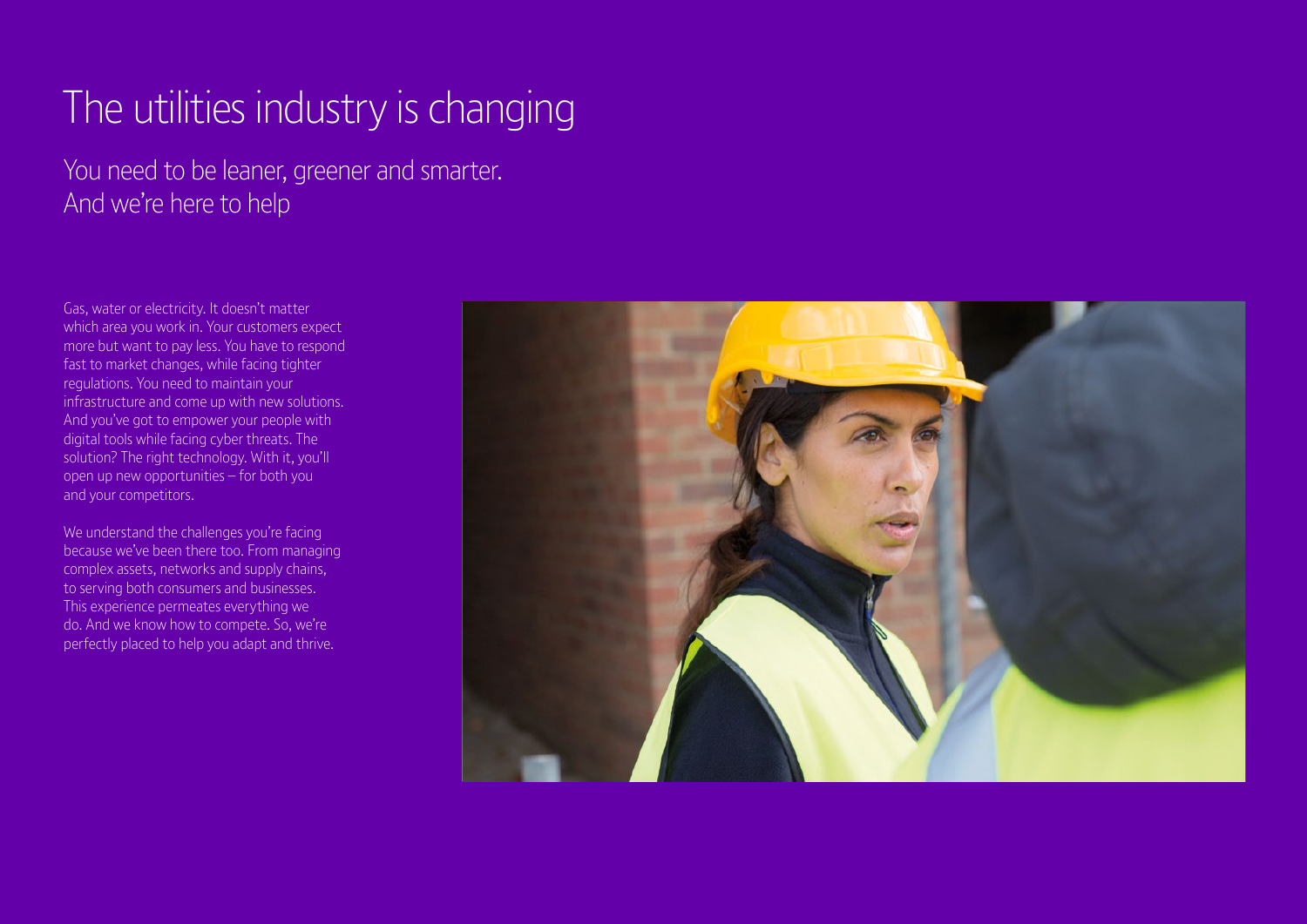# The utilities industry is changing

## You need to be leaner, greener and smarter. And we're here to help

Gas, water or electricity. It doesn't matter which area you work in. Your customers expect more but want to pay less. You have to respond fast to market changes, while facing tighter regulations. You need to maintain your infrastructure and come up with new solutions. And you've got to empower your people with digital tools while facing cyber threats. The solution? The right technology. With it, you'll open up new opportunities – for both you and your competitors.

We understand the challenges you're facing because we've been there too. From managing complex assets, networks and supply chains, to serving both consumers and businesses. This experience permeates everything we do. And we know how to compete. So, we're perfectly placed to help you adapt and thrive.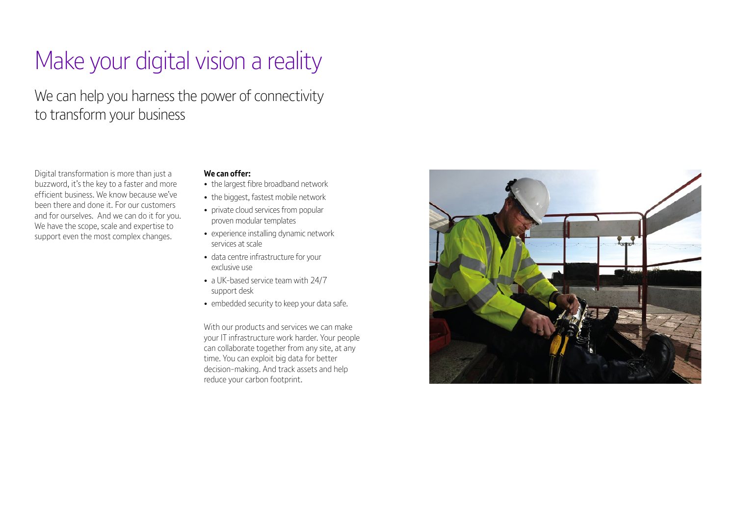# Make your digital vision a reality

## We can help you harness the power of connectivity to transform your business

Digital transformation is more than just a buzzword, it's the key to a faster and more efficient business. We know because we've been there and done it. For our customers and for ourselves. And we can do it for you. We have the scope, scale and expertise to support even the most complex changes.

**We can offer:**

- the largest fibre broadband network
- the biggest, fastest mobile network
- private cloud services from popular proven modular templates
- experience installing dynamic network services at scale
- data centre infrastructure for your exclusive use
- a UK-based service team with 24/7 support desk
- embedded security to keep your data safe.

With our products and services we can make your IT infrastructure work harder. Your people can collaborate together from any site, at any time. You can exploit big data for better decision-making. And track assets and help reduce your carbon footprint.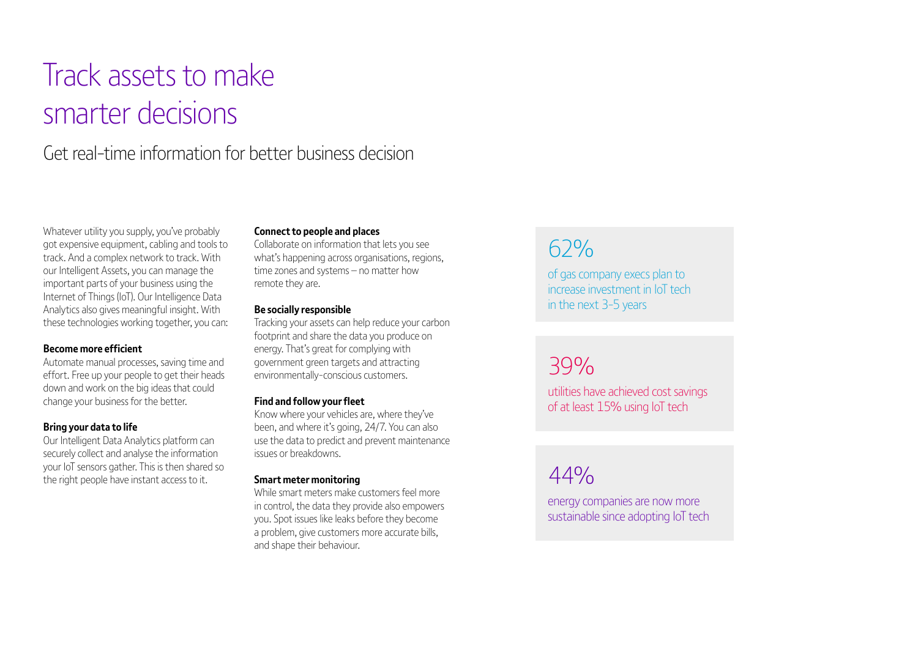# Track assets to make smarter decisions

## Get real-time information for better business decision

Whatever utility you supply, you've probably got expensive equipment, cabling and tools to track. And a complex network to track. With our Intelligent Assets, you can manage the important parts of your business using the Internet of Things (IoT). Our Intelligence Data Analytics also gives meaningful insight. With these technologies working together, you can:

**Become more efficient**
Automate manual processes, saving time and effort. Free up your people to get their heads down and work on the big ideas that could change your business for the better.

**Bring your data to life**
Our Intelligent Data Analytics platform can securely collect and analyse the information your IoT sensors gather. This is then shared so the right people have instant access to it.

**Connect to people and places**
Collaborate on information that lets you see what's happening across organisations, regions, time zones and systems – no matter how remote they are.

**Be socially responsible**
Tracking your assets can help reduce your carbon footprint and share the data you produce on energy. That's great for complying with government green targets and attracting environmentally-conscious customers.

**Find and follow your fleet**
Know where your vehicles are, where they've been, and where it's going, 24/7. You can also use the data to predict and prevent maintenance issues or breakdowns.

**Smart meter monitoring**
While smart meters make customers feel more in control, the data they provide also empowers you. Spot issues like leaks before they become a problem, give customers more accurate bills, and shape their behaviour.

62%

of gas company execs plan to increase investment in IoT tech in the next 3-5 years

39%

utilities have achieved cost savings of at least 15% using IoT tech

44%

energy companies are now more sustainable since adopting IoT tech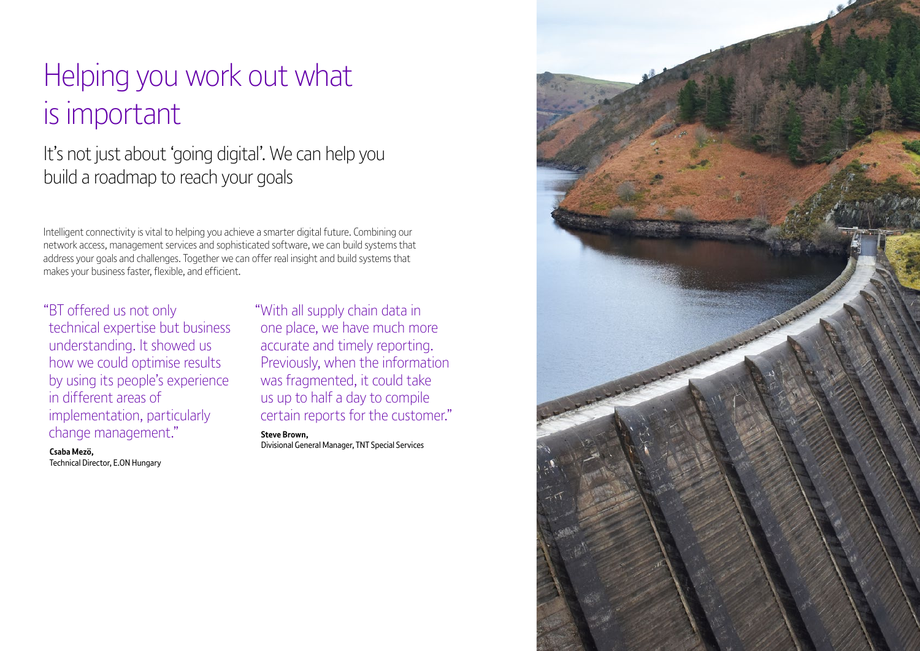# Helping you work out what is important

## It's not just about 'going digital'. We can help you build a roadmap to reach your goals

Intelligent connectivity is vital to helping you achieve a smarter digital future. Combining our network access, management services and sophisticated software, we can build systems that address your goals and challenges. Together we can offer real insight and build systems that makes your business faster, flexible, and efficient.

> "BT offered us not only technical expertise but business understanding. It showed us how we could optimise results by using its people's experience in different areas of implementation, particularly change management."

**Csaba Mezö,**
Technical Director, E.ON Hungary

> "With all supply chain data in one place, we have much more accurate and timely reporting. Previously, when the information was fragmented, it could take us up to half a day to compile certain reports for the customer."

**Steve Brown,**
Divisional General Manager, TNT Special Services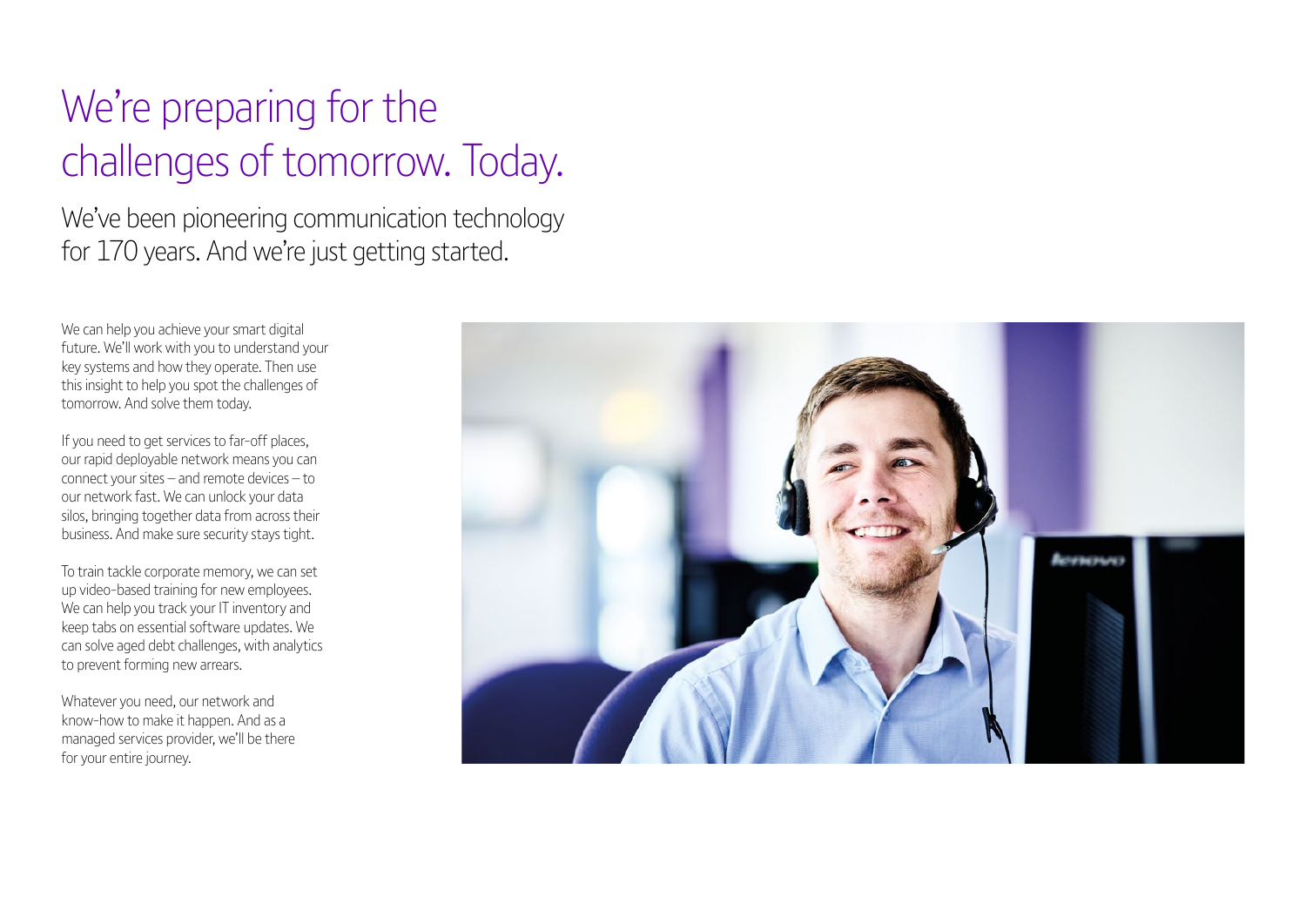# We're preparing for the challenges of tomorrow. Today.

## We've been pioneering communication technology for 170 years. And we're just getting started.

We can help you achieve your smart digital future. We'll work with you to understand your key systems and how they operate. Then use this insight to help you spot the challenges of tomorrow. And solve them today.

If you need to get services to far-off places, our rapid deployable network means you can connect your sites – and remote devices – to our network fast. We can unlock your data silos, bringing together data from across their business. And make sure security stays tight.

To train tackle corporate memory, we can set up video-based training for new employees. We can help you track your IT inventory and keep tabs on essential software updates. We can solve aged debt challenges, with analytics to prevent forming new arrears.

Whatever you need, our network and know-how to make it happen. And as a managed services provider, we'll be there for your entire journey.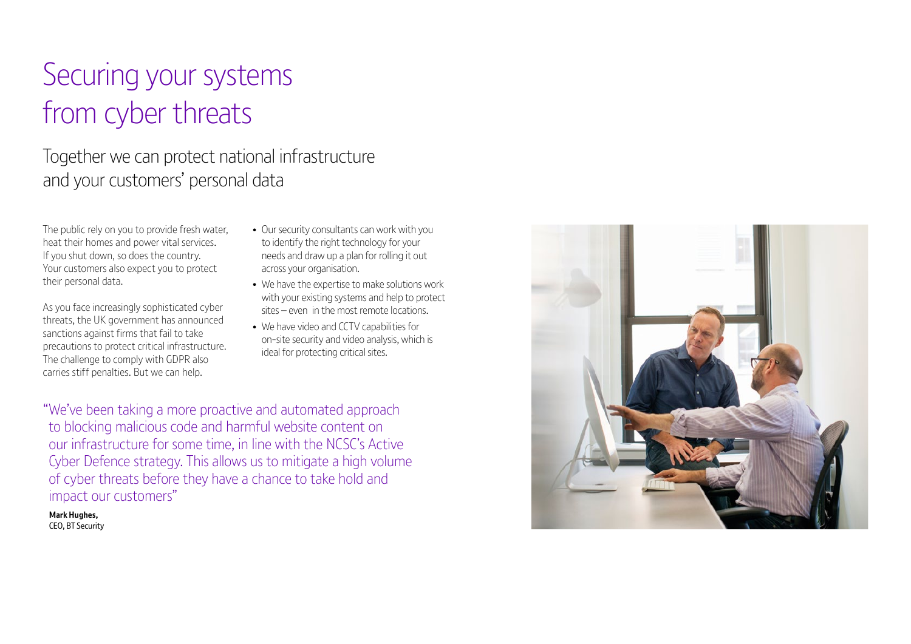# Securing your systems from cyber threats

## Together we can protect national infrastructure and your customers' personal data

The public rely on you to provide fresh water, heat their homes and power vital services. If you shut down, so does the country. Your customers also expect you to protect their personal data.

As you face increasingly sophisticated cyber threats, the UK government has announced sanctions against firms that fail to take precautions to protect critical infrastructure. The challenge to comply with GDPR also carries stiff penalties. But we can help.

- Our security consultants can work with you to identify the right technology for your needs and draw up a plan for rolling it out across your organisation.
- We have the expertise to make solutions work with your existing systems and help to protect sites – even in the most remote locations.
- We have video and CCTV capabilities for on-site security and video analysis, which is ideal for protecting critical sites.

"We've been taking a more proactive and automated approach to blocking malicious code and harmful website content on our infrastructure for some time, in line with the NCSC's Active Cyber Defence strategy. This allows us to mitigate a high volume of cyber threats before they have a chance to take hold and impact our customers"

**Mark Hughes,**
CEO, BT Security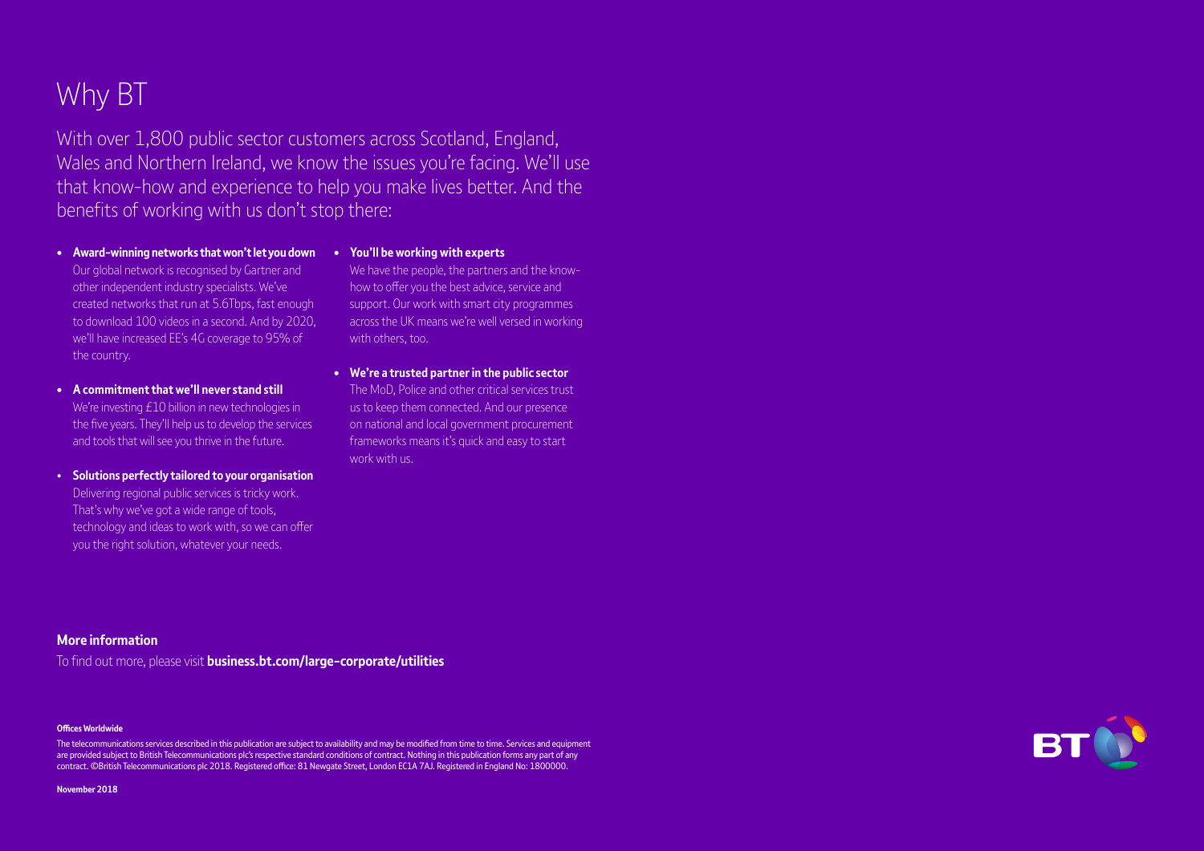# Why BT

With over 1,800 public sector customers across Scotland, England, Wales and Northern Ireland, we know the issues you're facing. We'll use that know-how and experience to help you make lives better. And the benefits of working with us don't stop there:

- **Award-winning networks that won't let you down**
  Our global network is recognised by Gartner and other independent industry specialists. We've created networks that run at 5.6Tbps, fast enough to download 100 videos in a second. And by 2020, we'll have increased EE's 4G coverage to 95% of the country.

- **A commitment that we'll never stand still**
  We're investing £10 billion in new technologies in the five years. They'll help us to develop the services and tools that will see you thrive in the future.

- **Solutions perfectly tailored to your organisation**
  Delivering regional public services is tricky work. That's why we've got a wide range of tools, technology and ideas to work with, so we can offer you the right solution, whatever your needs.

- **You'll be working with experts**
  We have the people, the partners and the know-how to offer you the best advice, service and support. Our work with smart city programmes across the UK means we're well versed in working with others, too.

- **We're a trusted partner in the public sector**
  The MoD, Police and other critical services trust us to keep them connected. And our presence on national and local government procurement frameworks means it's quick and easy to start work with us.

**More information**

To find out more, please visit **business.bt.com/large-corporate/utilities**

**Offices Worldwide**

The telecommunications services described in this publication are subject to availability and may be modified from time to time. Services and equipment are provided subject to British Telecommunications plc's respective standard conditions of contract. Nothing in this publication forms any part of any contract. ©British Telecommunications plc 2018. Registered office: 81 Newgate Street, London EC1A 7AJ. Registered in England No: 1800000.

**November 2018**